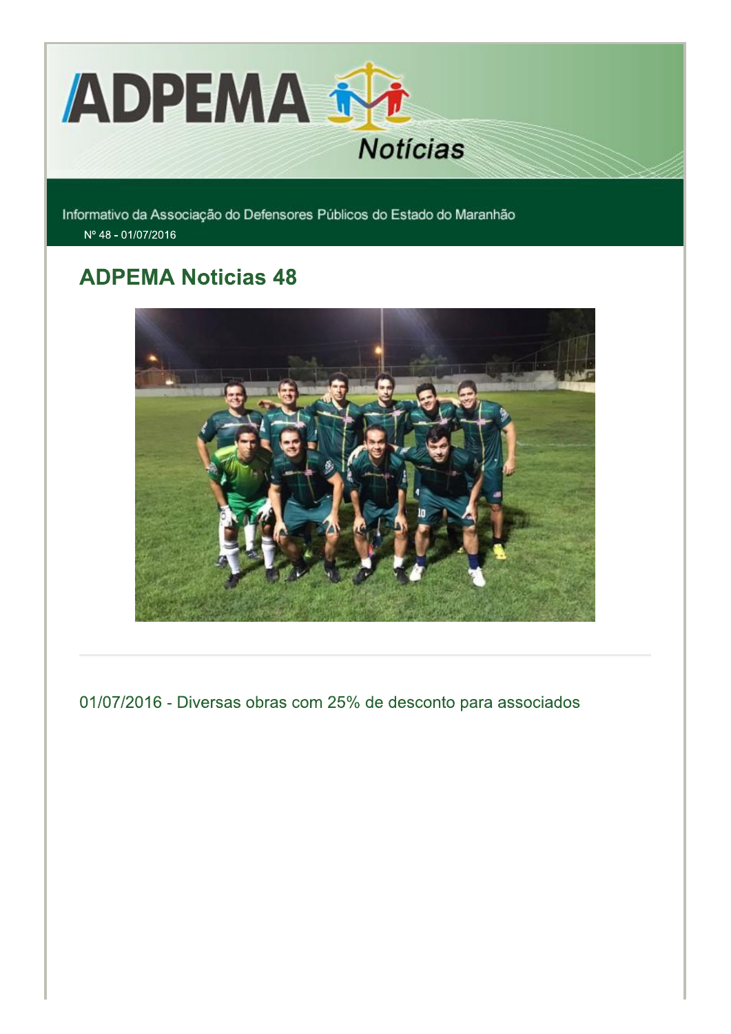# ADPEMA Notícias

Informativo da Associação do Defensores Públicos do Estado do Maranhão

Nº 48 - 01/07/2016

## ADPEMA Noticias 48

---

01/07/2016 - Diversas obras com 25% de desconto para associados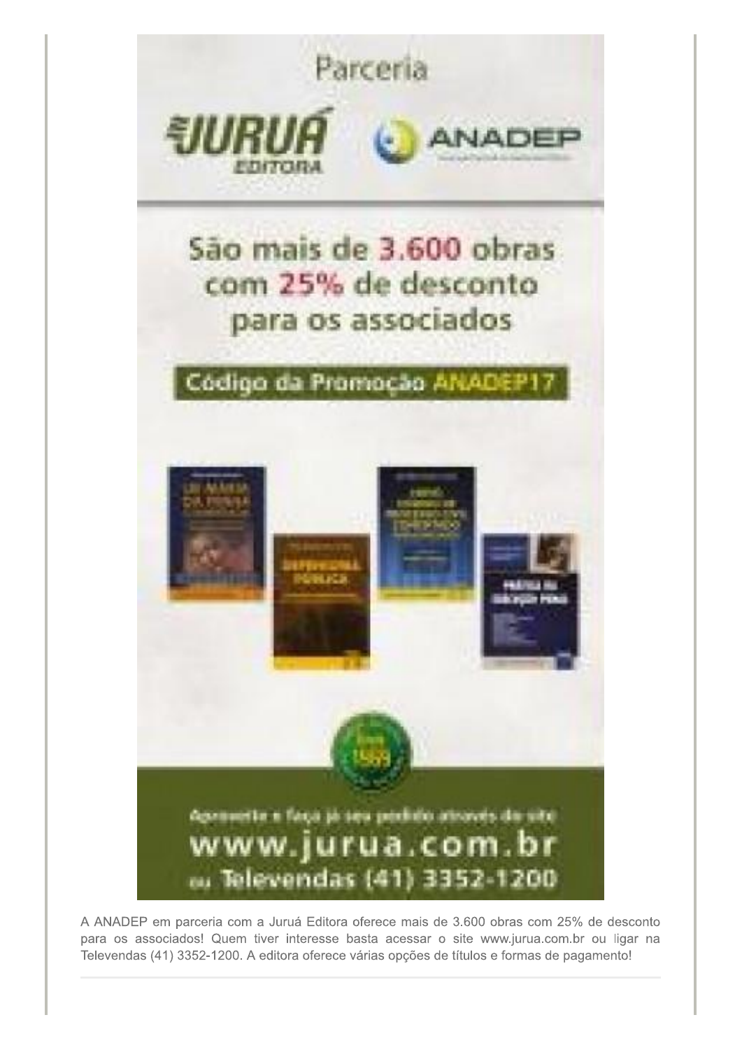Parceria

JURUÁ EDITORA — ANADEP

São mais de 3.600 obras com 25% de desconto para os associados

Código da Promoção ANADEP17

Aproveite e faça já seu pedido através do site

www.jurua.com.br

ou Televendas (41) 3352-1200

A ANADEP em parceria com a Juruá Editora oferece mais de 3.600 obras com 25% de desconto para os associados! Quem tiver interesse basta acessar o site www.jurua.com.br ou ligar na Televendas (41) 3352-1200. A editora oferece várias opções de títulos e formas de pagamento!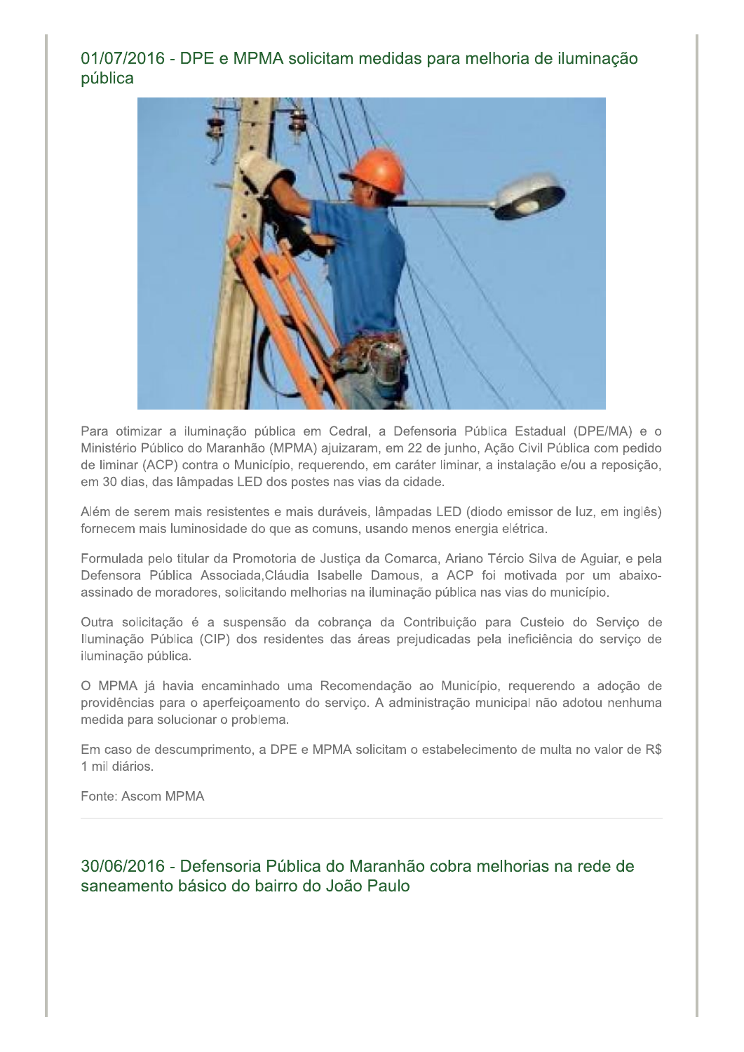## 01/07/2016 - DPE e MPMA solicitam medidas para melhoria de iluminação pública

Para otimizar a iluminação pública em Cedral, a Defensoria Pública Estadual (DPE/MA) e o Ministério Público do Maranhão (MPMA) ajuizaram, em 22 de junho, Ação Civil Pública com pedido de liminar (ACP) contra o Município, requerendo, em caráter liminar, a instalação e/ou a reposição, em 30 dias, das lâmpadas LED dos postes nas vias da cidade.

Além de serem mais resistentes e mais duráveis, lâmpadas LED (diodo emissor de luz, em inglês) fornecem mais luminosidade do que as comuns, usando menos energia elétrica.

Formulada pelo titular da Promotoria de Justiça da Comarca, Ariano Tércio Silva de Aguiar, e pela Defensora Pública Associada,Cláudia Isabelle Damous, a ACP foi motivada por um abaixo-assinado de moradores, solicitando melhorias na iluminação pública nas vias do município.

Outra solicitação é a suspensão da cobrança da Contribuição para Custeio do Serviço de Iluminação Pública (CIP) dos residentes das áreas prejudicadas pela ineficiência do serviço de iluminação pública.

O MPMA já havia encaminhado uma Recomendação ao Município, requerendo a adoção de providências para o aperfeiçoamento do serviço. A administração municipal não adotou nenhuma medida para solucionar o problema.

Em caso de descumprimento, a DPE e MPMA solicitam o estabelecimento de multa no valor de R$ 1 mil diários.

Fonte: Ascom MPMA

---

## 30/06/2016 - Defensoria Pública do Maranhão cobra melhorias na rede de saneamento básico do bairro do João Paulo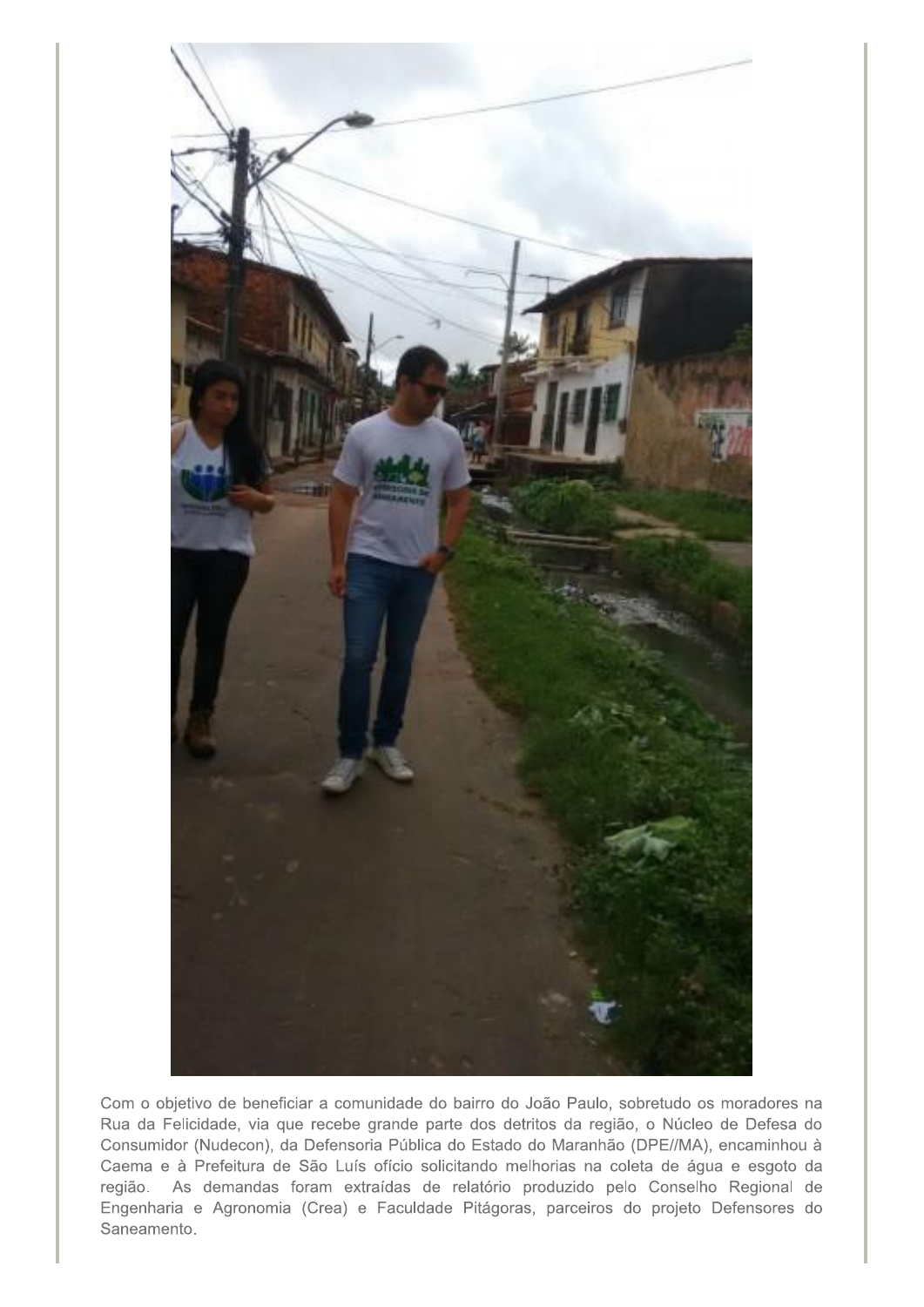Com o objetivo de beneficiar a comunidade do bairro do João Paulo, sobretudo os moradores na Rua da Felicidade, via que recebe grande parte dos detritos da região, o Núcleo de Defesa do Consumidor (Nudecon), da Defensoria Pública do Estado do Maranhão (DPE//MA), encaminhou à Caema e à Prefeitura de São Luís ofício solicitando melhorias na coleta de água e esgoto da região. As demandas foram extraídas de relatório produzido pelo Conselho Regional de Engenharia e Agronomia (Crea) e Faculdade Pitágoras, parceiros do projeto Defensores do Saneamento.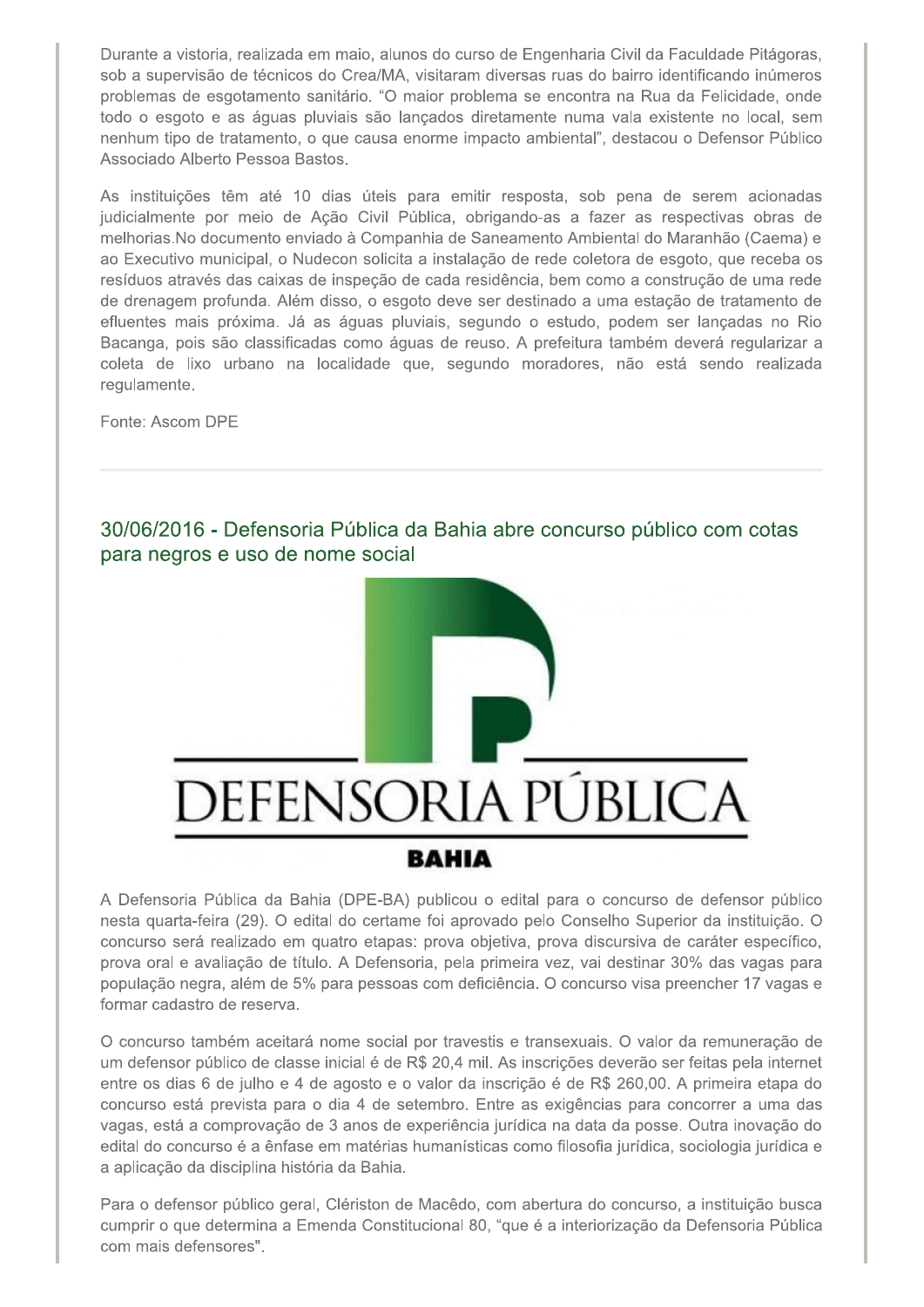Durante a vistoria, realizada em maio, alunos do curso de Engenharia Civil da Faculdade Pitágoras, sob a supervisão de técnicos do Crea/MA, visitaram diversas ruas do bairro identificando inúmeros problemas de esgotamento sanitário. "O maior problema se encontra na Rua da Felicidade, onde todo o esgoto e as águas pluviais são lançados diretamente numa vala existente no local, sem nenhum tipo de tratamento, o que causa enorme impacto ambiental", destacou o Defensor Público Associado Alberto Pessoa Bastos.

As instituições têm até 10 dias úteis para emitir resposta, sob pena de serem acionadas judicialmente por meio de Ação Civil Pública, obrigando-as a fazer as respectivas obras de melhorias.No documento enviado à Companhia de Saneamento Ambiental do Maranhão (Caema) e ao Executivo municipal, o Nudecon solicita a instalação de rede coletora de esgoto, que receba os resíduos através das caixas de inspeção de cada residência, bem como a construção de uma rede de drenagem profunda. Além disso, o esgoto deve ser destinado a uma estação de tratamento de efluentes mais próxima. Já as águas pluviais, segundo o estudo, podem ser lançadas no Rio Bacanga, pois são classificadas como águas de reuso. A prefeitura também deverá regularizar a coleta de lixo urbano na localidade que, segundo moradores, não está sendo realizada regulamente.

Fonte: Ascom DPE

---

## 30/06/2016 - Defensoria Pública da Bahia abre concurso público com cotas para negros e uso de nome social

DEFENSORIA PÚBLICA

BAHIA

A Defensoria Pública da Bahia (DPE-BA) publicou o edital para o concurso de defensor público nesta quarta-feira (29). O edital do certame foi aprovado pelo Conselho Superior da instituição. O concurso será realizado em quatro etapas: prova objetiva, prova discursiva de caráter específico, prova oral e avaliação de título. A Defensoria, pela primeira vez, vai destinar 30% das vagas para população negra, além de 5% para pessoas com deficiência. O concurso visa preencher 17 vagas e formar cadastro de reserva.

O concurso também aceitará nome social por travestis e transexuais. O valor da remuneração de um defensor público de classe inicial é de R$ 20,4 mil. As inscrições deverão ser feitas pela internet entre os dias 6 de julho e 4 de agosto e o valor da inscrição é de R$ 260,00. A primeira etapa do concurso está prevista para o dia 4 de setembro. Entre as exigências para concorrer a uma das vagas, está a comprovação de 3 anos de experiência jurídica na data da posse. Outra inovação do edital do concurso é a ênfase em matérias humanísticas como filosofia jurídica, sociologia jurídica e a aplicação da disciplina história da Bahia.

Para o defensor público geral, Clériston de Macêdo, com abertura do concurso, a instituição busca cumprir o que determina a Emenda Constitucional 80, "que é a interiorização da Defensoria Pública com mais defensores".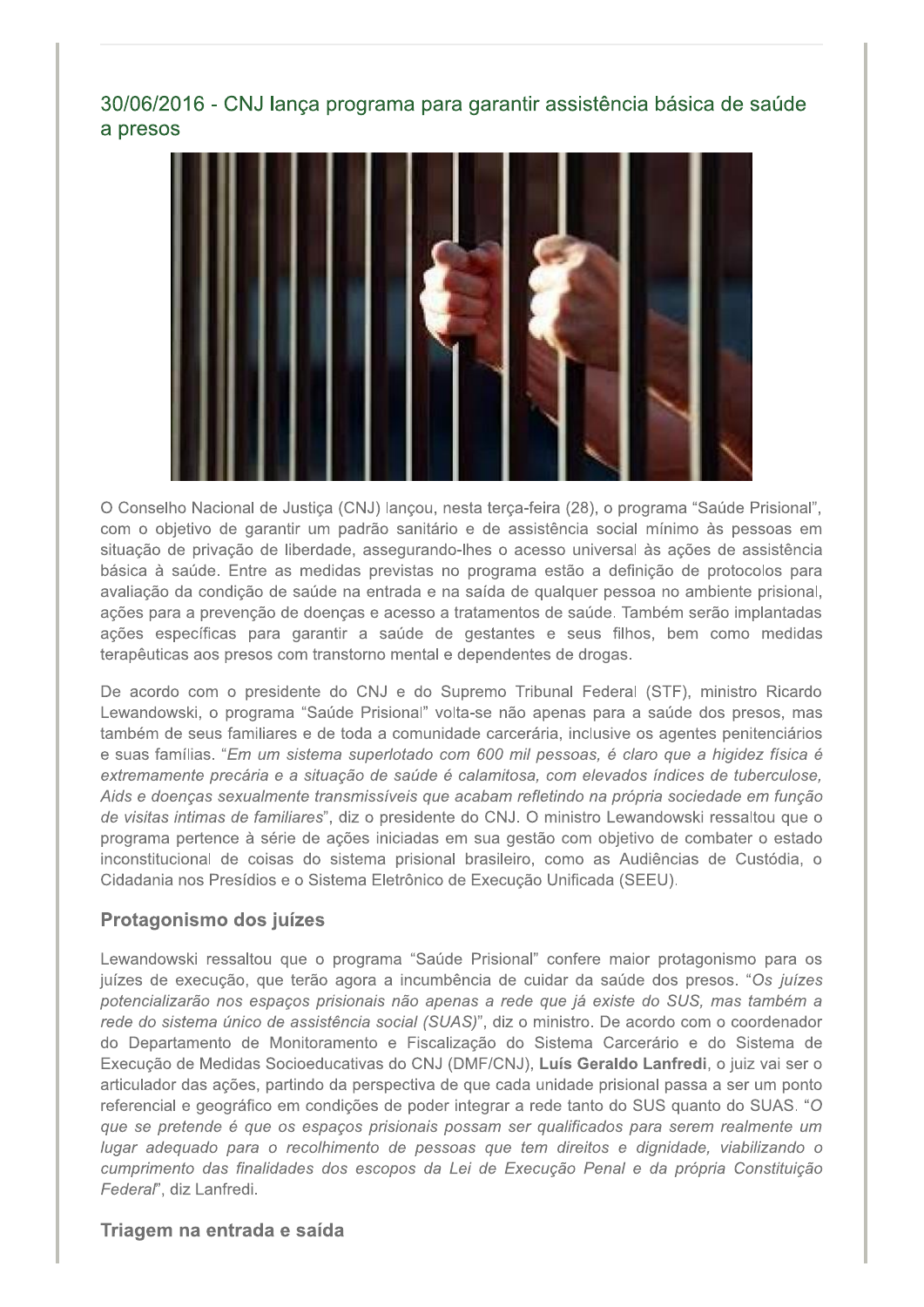## 30/06/2016 - CNJ lança programa para garantir assistência básica de saúde a presos

O Conselho Nacional de Justiça (CNJ) lançou, nesta terça-feira (28), o programa "Saúde Prisional", com o objetivo de garantir um padrão sanitário e de assistência social mínimo às pessoas em situação de privação de liberdade, assegurando-lhes o acesso universal às ações de assistência básica à saúde. Entre as medidas previstas no programa estão a definição de protocolos para avaliação da condição de saúde na entrada e na saída de qualquer pessoa no ambiente prisional, ações para a prevenção de doenças e acesso a tratamentos de saúde. Também serão implantadas ações específicas para garantir a saúde de gestantes e seus filhos, bem como medidas terapêuticas aos presos com transtorno mental e dependentes de drogas.

De acordo com o presidente do CNJ e do Supremo Tribunal Federal (STF), ministro Ricardo Lewandowski, o programa "Saúde Prisional" volta-se não apenas para a saúde dos presos, mas também de seus familiares e de toda a comunidade carcerária, inclusive os agentes penitenciários e suas famílias. "*Em um sistema superlotado com 600 mil pessoas, é claro que a higidez física é extremamente precária e a situação de saúde é calamitosa, com elevados índices de tuberculose, Aids e doenças sexualmente transmissíveis que acabam refletindo na própria sociedade em função de visitas intimas de familiares*", diz o presidente do CNJ. O ministro Lewandowski ressaltou que o programa pertence à série de ações iniciadas em sua gestão com objetivo de combater o estado inconstitucional de coisas do sistema prisional brasileiro, como as Audiências de Custódia, o Cidadania nos Presídios e o Sistema Eletrônico de Execução Unificada (SEEU).

### Protagonismo dos juízes

Lewandowski ressaltou que o programa "Saúde Prisional" confere maior protagonismo para os juízes de execução, que terão agora a incumbência de cuidar da saúde dos presos. "*Os juízes potencializarão nos espaços prisionais não apenas a rede que já existe do SUS, mas também a rede do sistema único de assistência social (SUAS)*", diz o ministro. De acordo com o coordenador do Departamento de Monitoramento e Fiscalização do Sistema Carcerário e do Sistema de Execução de Medidas Socioeducativas do CNJ (DMF/CNJ), **Luís Geraldo Lanfredi**, o juiz vai ser o articulador das ações, partindo da perspectiva de que cada unidade prisional passa a ser um ponto referencial e geográfico em condições de poder integrar a rede tanto do SUS quanto do SUAS. "*O que se pretende é que os espaços prisionais possam ser qualificados para serem realmente um lugar adequado para o recolhimento de pessoas que tem direitos e dignidade, viabilizando o cumprimento das finalidades dos escopos da Lei de Execução Penal e da própria Constituição Federal*", diz Lanfredi.

### Triagem na entrada e saída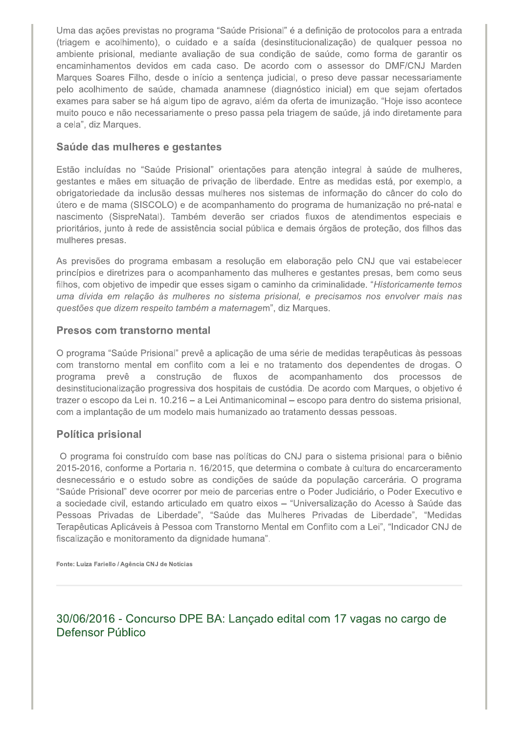Uma das ações previstas no programa "Saúde Prisional" é a definição de protocolos para a entrada (triagem e acolhimento), o cuidado e a saída (desinstitucionalização) de qualquer pessoa no ambiente prisional, mediante avaliação de sua condição de saúde, como forma de garantir os encaminhamentos devidos em cada caso. De acordo com o assessor do DMF/CNJ Marden Marques Soares Filho, desde o início a sentença judicial, o preso deve passar necessariamente pelo acolhimento de saúde, chamada anamnese (diagnóstico inicial) em que sejam ofertados exames para saber se há algum tipo de agravo, além da oferta de imunização. "Hoje isso acontece muito pouco e não necessariamente o preso passa pela triagem de saúde, já indo diretamente para a cela", diz Marques.

### Saúde das mulheres e gestantes

Estão incluídas no "Saúde Prisional" orientações para atenção integral à saúde de mulheres, gestantes e mães em situação de privação de liberdade. Entre as medidas está, por exemplo, a obrigatoriedade da inclusão dessas mulheres nos sistemas de informação do câncer do colo do útero e de mama (SISCOLO) e de acompanhamento do programa de humanização no pré-natal e nascimento (SispreNatal). Também deverão ser criados fluxos de atendimentos especiais e prioritários, junto à rede de assistência social pública e demais órgãos de proteção, dos filhos das mulheres presas.

As previsões do programa embasam a resolução em elaboração pelo CNJ que vai estabelecer princípios e diretrizes para o acompanhamento das mulheres e gestantes presas, bem como seus filhos, com objetivo de impedir que esses sigam o caminho da criminalidade. "*Historicamente temos uma dívida em relação às mulheres no sistema prisional, e precisamos nos envolver mais nas questões que dizem respeito também a maternage*m", diz Marques.

### Presos com transtorno mental

O programa "Saúde Prisional" prevê a aplicação de uma série de medidas terapêuticas às pessoas com transtorno mental em conflito com a lei e no tratamento dos dependentes de drogas. O programa prevê a construção de fluxos de acompanhamento dos processos de desinstitucionalização progressiva dos hospitais de custódia. De acordo com Marques, o objetivo é trazer o escopo da Lei n. 10.216 – a Lei Antimanicominal – escopo para dentro do sistema prisional, com a implantação de um modelo mais humanizado ao tratamento dessas pessoas.

### Política prisional

O programa foi construído com base nas políticas do CNJ para o sistema prisional para o biênio 2015-2016, conforme a Portaria n. 16/2015, que determina o combate à cultura do encarceramento desnecessário e o estudo sobre as condições de saúde da população carcerária. O programa "Saúde Prisional" deve ocorrer por meio de parcerias entre o Poder Judiciário, o Poder Executivo e a sociedade civil, estando articulado em quatro eixos – "Universalização do Acesso à Saúde das Pessoas Privadas de Liberdade", "Saúde das Mulheres Privadas de Liberdade", "Medidas Terapêuticas Aplicáveis à Pessoa com Transtorno Mental em Conflito com a Lei", "Indicador CNJ de fiscalização e monitoramento da dignidade humana".

**Fonte: Luiza Fariello / Agência CNJ de Notícias**

---

## 30/06/2016 - Concurso DPE BA: Lançado edital com 17 vagas no cargo de Defensor Público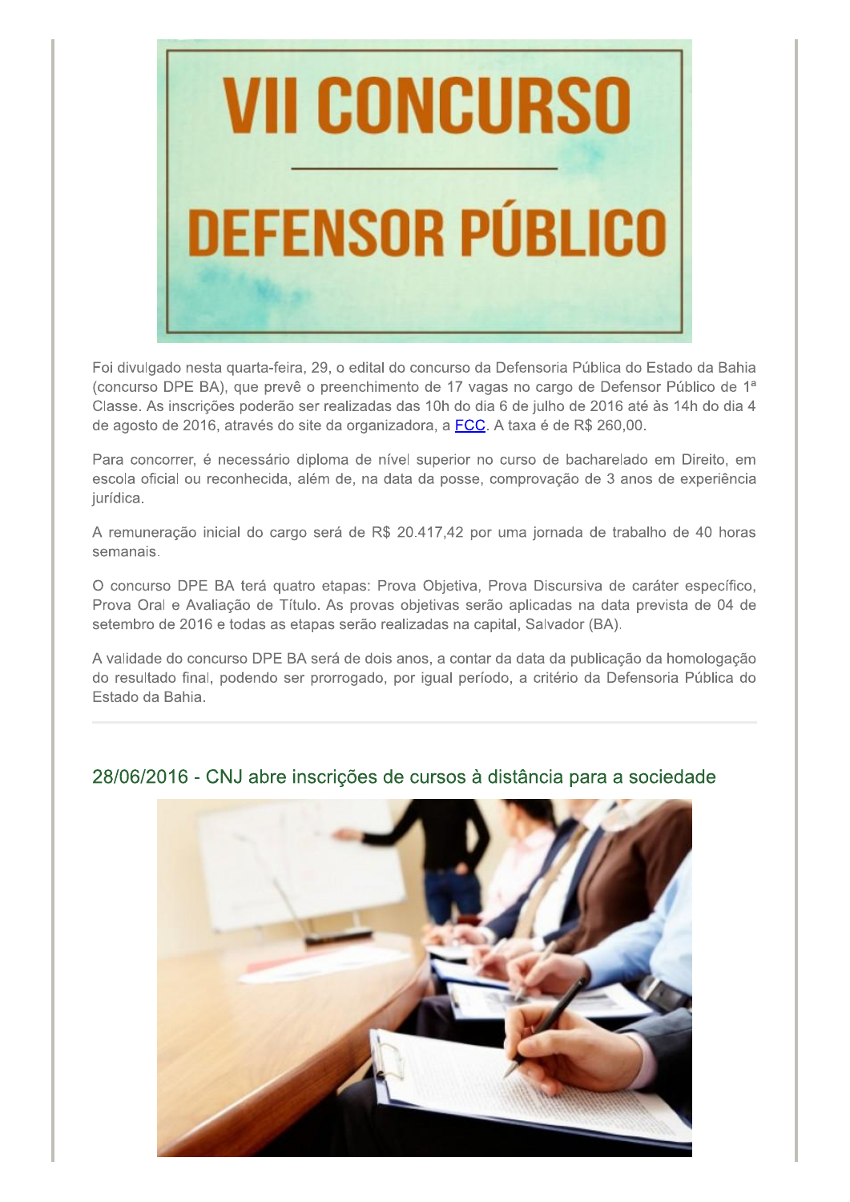Foi divulgado nesta quarta-feira, 29, o edital do concurso da Defensoria Pública do Estado da Bahia (concurso DPE BA), que prevê o preenchimento de 17 vagas no cargo de Defensor Público de 1ª Classe. As inscrições poderão ser realizadas das 10h do dia 6 de julho de 2016 até às 14h do dia 4 de agosto de 2016, através do site da organizadora, a FCC. A taxa é de R$ 260,00.

Para concorrer, é necessário diploma de nível superior no curso de bacharelado em Direito, em escola oficial ou reconhecida, além de, na data da posse, comprovação de 3 anos de experiência jurídica.

A remuneração inicial do cargo será de R$ 20.417,42 por uma jornada de trabalho de 40 horas semanais.

O concurso DPE BA terá quatro etapas: Prova Objetiva, Prova Discursiva de caráter específico, Prova Oral e Avaliação de Título. As provas objetivas serão aplicadas na data prevista de 04 de setembro de 2016 e todas as etapas serão realizadas na capital, Salvador (BA).

A validade do concurso DPE BA será de dois anos, a contar da data da publicação da homologação do resultado final, podendo ser prorrogado, por igual período, a critério da Defensoria Pública do Estado da Bahia.

---

## 28/06/2016 - CNJ abre inscrições de cursos à distância para a sociedade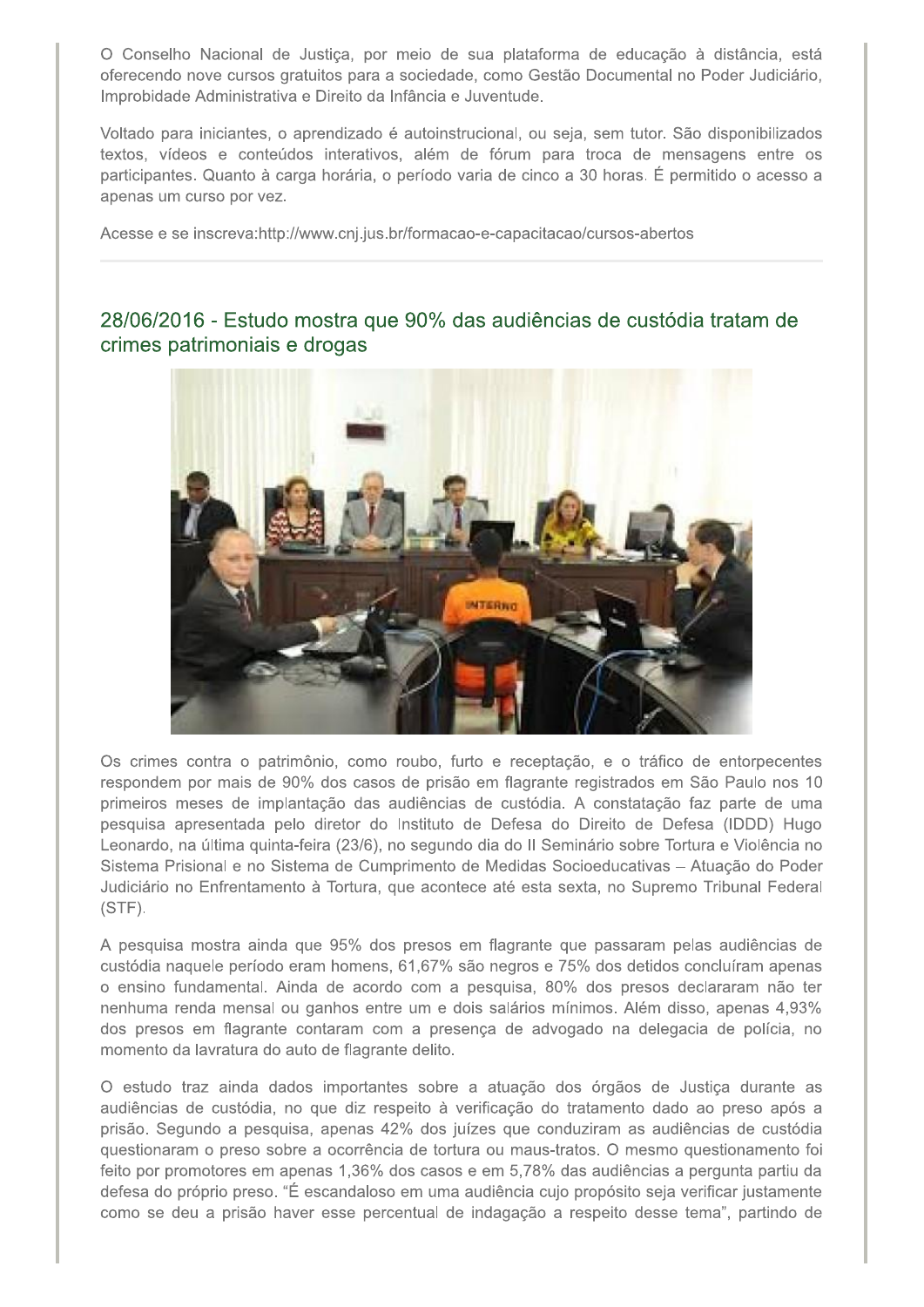O Conselho Nacional de Justiça, por meio de sua plataforma de educação à distância, está oferecendo nove cursos gratuitos para a sociedade, como Gestão Documental no Poder Judiciário, Improbidade Administrativa e Direito da Infância e Juventude.

Voltado para iniciantes, o aprendizado é autoinstrucional, ou seja, sem tutor. São disponibilizados textos, vídeos e conteúdos interativos, além de fórum para troca de mensagens entre os participantes. Quanto à carga horária, o período varia de cinco a 30 horas. É permitido o acesso a apenas um curso por vez.

Acesse e se inscreva:http://www.cnj.jus.br/formacao-e-capacitacao/cursos-abertos

---

## 28/06/2016 - Estudo mostra que 90% das audiências de custódia tratam de crimes patrimoniais e drogas

Os crimes contra o patrimônio, como roubo, furto e receptação, e o tráfico de entorpecentes respondem por mais de 90% dos casos de prisão em flagrante registrados em São Paulo nos 10 primeiros meses de implantação das audiências de custódia. A constatação faz parte de uma pesquisa apresentada pelo diretor do Instituto de Defesa do Direito de Defesa (IDDD) Hugo Leonardo, na última quinta-feira (23/6), no segundo dia do II Seminário sobre Tortura e Violência no Sistema Prisional e no Sistema de Cumprimento de Medidas Socioeducativas – Atuação do Poder Judiciário no Enfrentamento à Tortura, que acontece até esta sexta, no Supremo Tribunal Federal (STF).

A pesquisa mostra ainda que 95% dos presos em flagrante que passaram pelas audiências de custódia naquele período eram homens, 61,67% são negros e 75% dos detidos concluíram apenas o ensino fundamental. Ainda de acordo com a pesquisa, 80% dos presos declararam não ter nenhuma renda mensal ou ganhos entre um e dois salários mínimos. Além disso, apenas 4,93% dos presos em flagrante contaram com a presença de advogado na delegacia de polícia, no momento da lavratura do auto de flagrante delito.

O estudo traz ainda dados importantes sobre a atuação dos órgãos de Justiça durante as audiências de custódia, no que diz respeito à verificação do tratamento dado ao preso após a prisão. Segundo a pesquisa, apenas 42% dos juízes que conduziram as audiências de custódia questionaram o preso sobre a ocorrência de tortura ou maus-tratos. O mesmo questionamento foi feito por promotores em apenas 1,36% dos casos e em 5,78% das audiências a pergunta partiu da defesa do próprio preso. "É escandaloso em uma audiência cujo propósito seja verificar justamente como se deu a prisão haver esse percentual de indagação a respeito desse tema", partindo de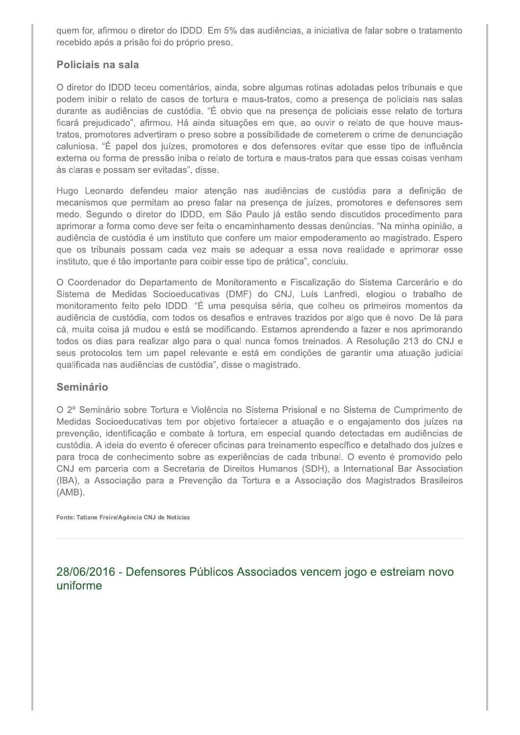quem for, afirmou o diretor do IDDD. Em 5% das audiências, a iniciativa de falar sobre o tratamento recebido após a prisão foi do próprio preso.

### Policiais na sala

O diretor do IDDD teceu comentários, ainda, sobre algumas rotinas adotadas pelos tribunais e que podem inibir o relato de casos de tortura e maus-tratos, como a presença de policiais nas salas durante as audiências de custódia. "É obvio que na presença de policiais esse relato de tortura ficará prejudicado", afirmou. Há ainda situações em que, ao ouvir o relato de que houve maus-tratos, promotores advertiram o preso sobre a possibilidade de cometerem o crime de denunciação caluniosa. "É papel dos juízes, promotores e dos defensores evitar que esse tipo de influência externa ou forma de pressão iniba o relato de tortura e maus-tratos para que essas coisas venham às claras e possam ser evitadas", disse.

Hugo Leonardo defendeu maior atenção nas audiências de custódia para a definição de mecanismos que permitam ao preso falar na presença de juízes, promotores e defensores sem medo. Segundo o diretor do IDDD, em São Paulo já estão sendo discutidos procedimento para aprimorar a forma como deve ser feita o encaminhamento dessas denúncias. "Na minha opinião, a audiência de custódia é um instituto que confere um maior empoderamento ao magistrado. Espero que os tribunais possam cada vez mais se adequar a essa nova realidade e aprimorar esse instituto, que é tão importante para coibir esse tipo de prática", concluiu.

O Coordenador do Departamento de Monitoramento e Fiscalização do Sistema Carcerário e do Sistema de Medidas Socioeducativas (DMF) do CNJ, Luís Lanfredi, elogiou o trabalho de monitoramento feito pelo IDDD. "É uma pesquisa séria, que colheu os primeiros momentos da audiência de custódia, com todos os desafios e entraves trazidos por algo que é novo. De lá para cá, muita coisa já mudou e está se modificando. Estamos aprendendo a fazer e nos aprimorando todos os dias para realizar algo para o qual nunca fomos treinados. A Resolução 213 do CNJ e seus protocolos tem um papel relevante e está em condições de garantir uma atuação judicial qualificada nas audiências de custódia", disse o magistrado.

### Seminário

O 2º Seminário sobre Tortura e Violência no Sistema Prisional e no Sistema de Cumprimento de Medidas Socioeducativas tem por objetivo fortalecer a atuação e o engajamento dos juízes na prevenção, identificação e combate à tortura, em especial quando detectadas em audiências de custódia. A ideia do evento é oferecer oficinas para treinamento específico e detalhado dos juízes e para troca de conhecimento sobre as experiências de cada tribunal. O evento é promovido pelo CNJ em parceria com a Secretaria de Direitos Humanos (SDH), a International Bar Association (IBA), a Associação para a Prevenção da Tortura e a Associação dos Magistrados Brasileiros (AMB).

**Fonte: Tatiane Freire/Agência CNJ de Notícias**

---

## 28/06/2016 - Defensores Públicos Associados vencem jogo e estreiam novo uniforme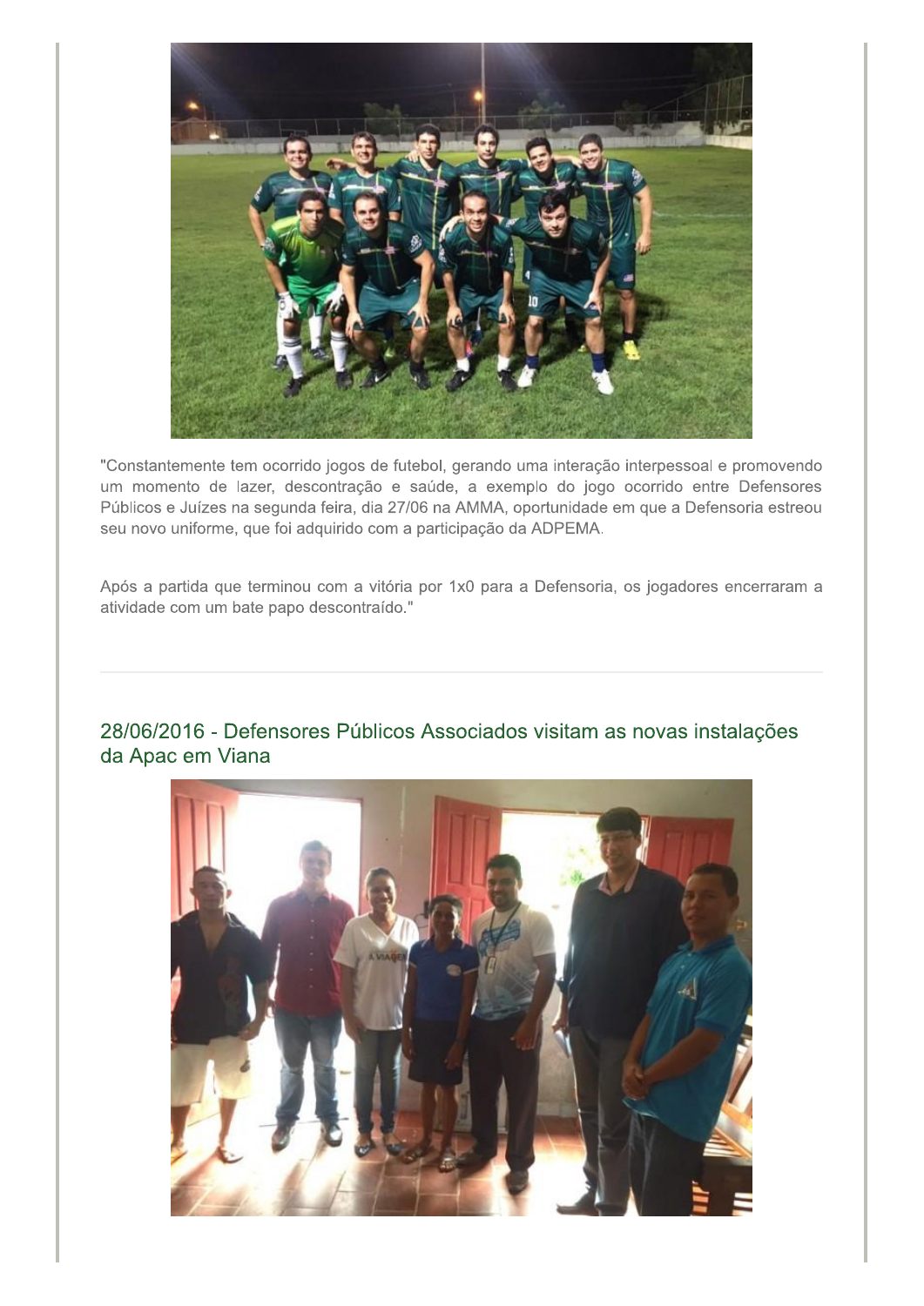"Constantemente tem ocorrido jogos de futebol, gerando uma interação interpessoal e promovendo um momento de lazer, descontração e saúde, a exemplo do jogo ocorrido entre Defensores Públicos e Juízes na segunda feira, dia 27/06 na AMMA, oportunidade em que a Defensoria estreou seu novo uniforme, que foi adquirido com a participação da ADPEMA.

Após a partida que terminou com a vitória por 1x0 para a Defensoria, os jogadores encerraram a atividade com um bate papo descontraído."

---

## 28/06/2016 - Defensores Públicos Associados visitam as novas instalações da Apac em Viana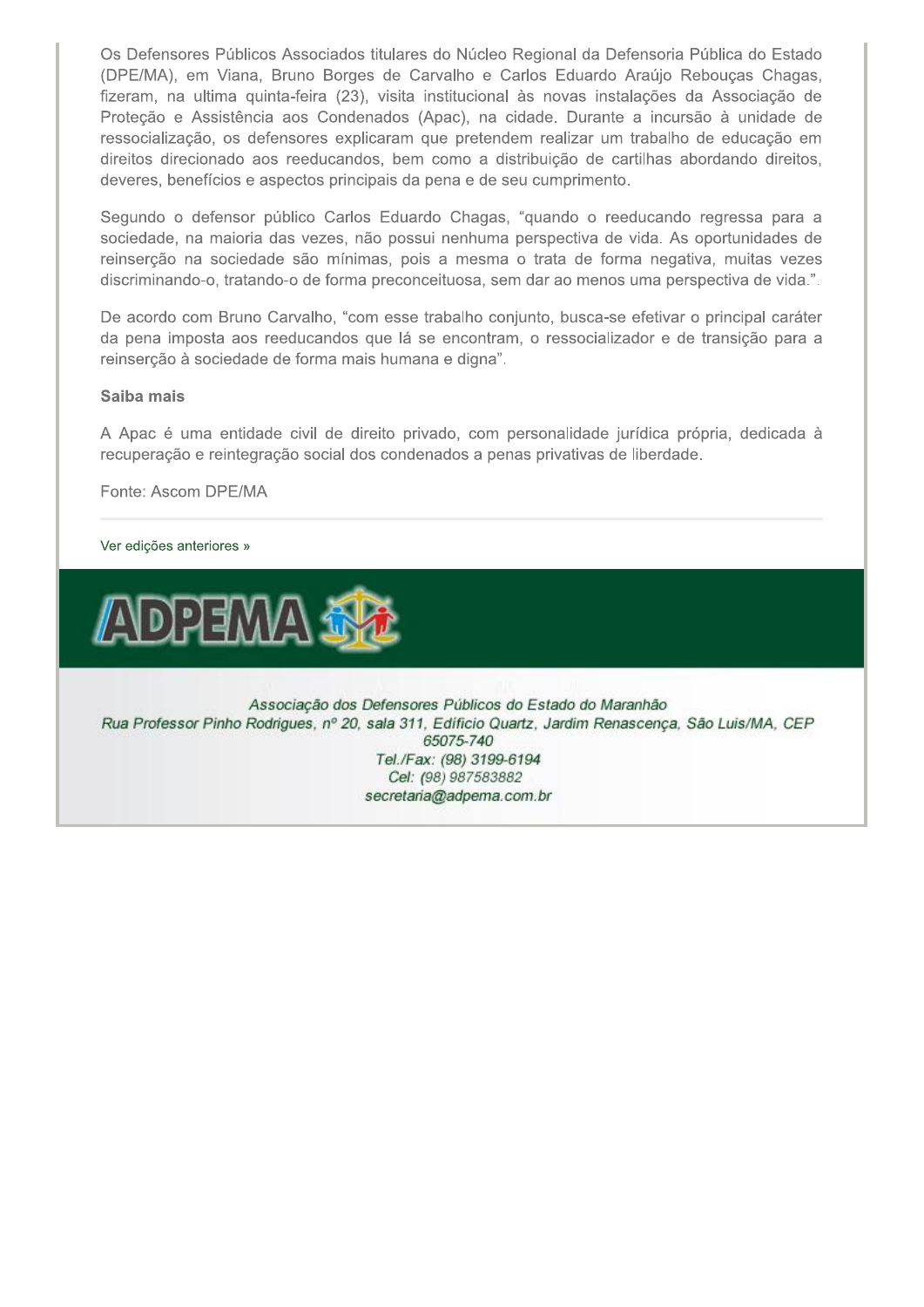Os Defensores Públicos Associados titulares do Núcleo Regional da Defensoria Pública do Estado (DPE/MA), em Viana, Bruno Borges de Carvalho e Carlos Eduardo Araújo Rebouças Chagas, fizeram, na ultima quinta-feira (23), visita institucional às novas instalações da Associação de Proteção e Assistência aos Condenados (Apac), na cidade. Durante a incursão à unidade de ressocialização, os defensores explicaram que pretendem realizar um trabalho de educação em direitos direcionado aos reeducandos, bem como a distribuição de cartilhas abordando direitos, deveres, benefícios e aspectos principais da pena e de seu cumprimento.

Segundo o defensor público Carlos Eduardo Chagas, "quando o reeducando regressa para a sociedade, na maioria das vezes, não possui nenhuma perspectiva de vida. As oportunidades de reinserção na sociedade são mínimas, pois a mesma o trata de forma negativa, muitas vezes discriminando-o, tratando-o de forma preconceituosa, sem dar ao menos uma perspectiva de vida.".

De acordo com Bruno Carvalho, "com esse trabalho conjunto, busca-se efetivar o principal caráter da pena imposta aos reeducandos que lá se encontram, o ressocializador e de transição para a reinserção à sociedade de forma mais humana e digna".

**Saiba mais**

A Apac é uma entidade civil de direito privado, com personalidade jurídica própria, dedicada à recuperação e reintegração social dos condenados a penas privativas de liberdade.

Fonte: Ascom DPE/MA

---

Ver edições anteriores »

ADPEMA

*Associação dos Defensores Públicos do Estado do Maranhão*
*Rua Professor Pinho Rodrigues, nº 20, sala 311, Edifício Quartz, Jardim Renascença, São Luis/MA, CEP 65075-740*
*Tel./Fax: (98) 3199-6194*
*Cel: (98) 987583882*
*secretaria@adpema.com.br*